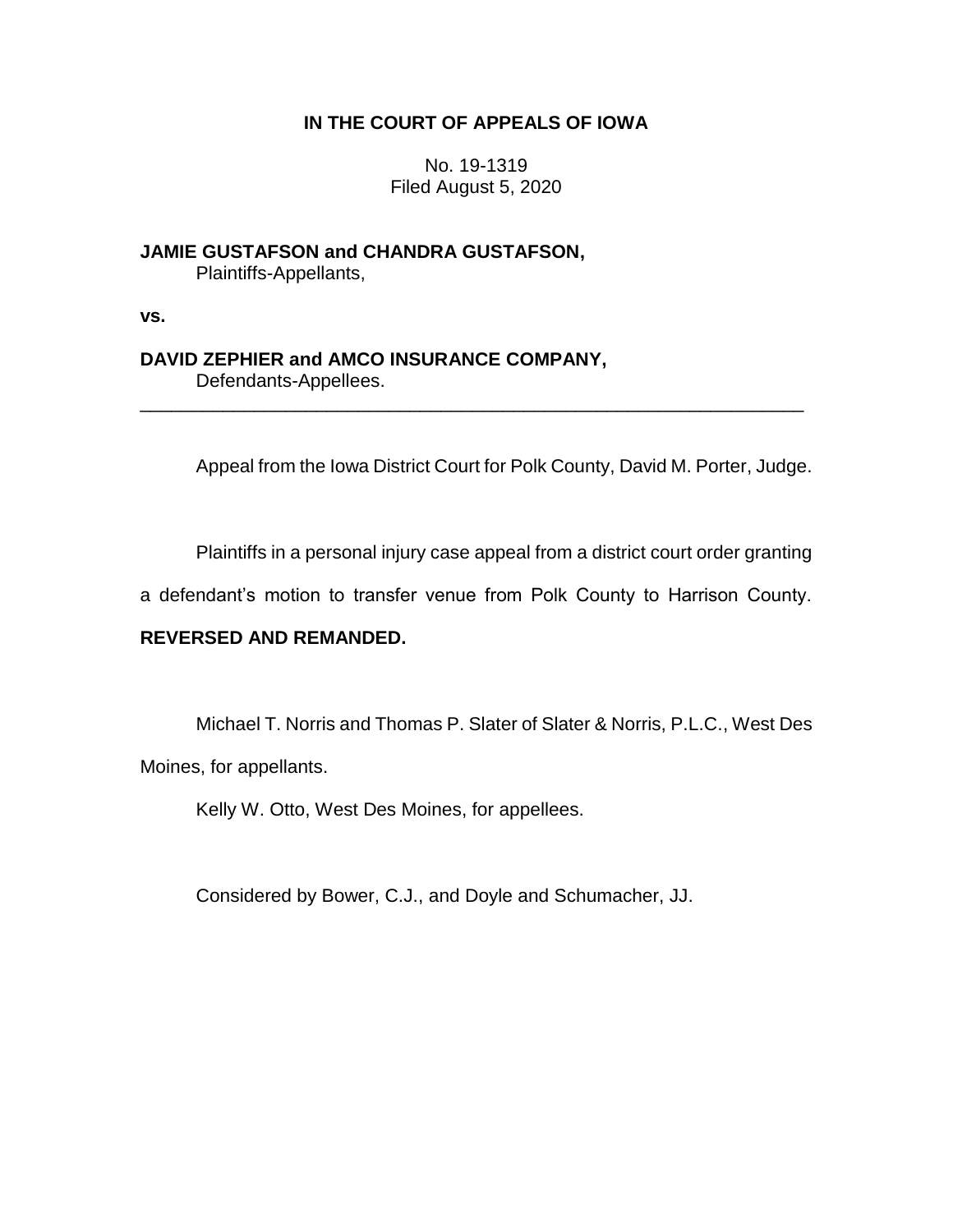**IN THE COURT OF APPEALS OF IOWA**

No. 19-1319
Filed August 5, 2020

**JAMIE GUSTAFSON and CHANDRA GUSTAFSON,**
Plaintiffs-Appellants,

**vs.**

**DAVID ZEPHIER and AMCO INSURANCE COMPANY,**
Defendants-Appellees.

---

Appeal from the Iowa District Court for Polk County, David M. Porter, Judge.

Plaintiffs in a personal injury case appeal from a district court order granting a defendant's motion to transfer venue from Polk County to Harrison County. **REVERSED AND REMANDED.**

Michael T. Norris and Thomas P. Slater of Slater & Norris, P.L.C., West Des Moines, for appellants.

Kelly W. Otto, West Des Moines, for appellees.

Considered by Bower, C.J., and Doyle and Schumacher, JJ.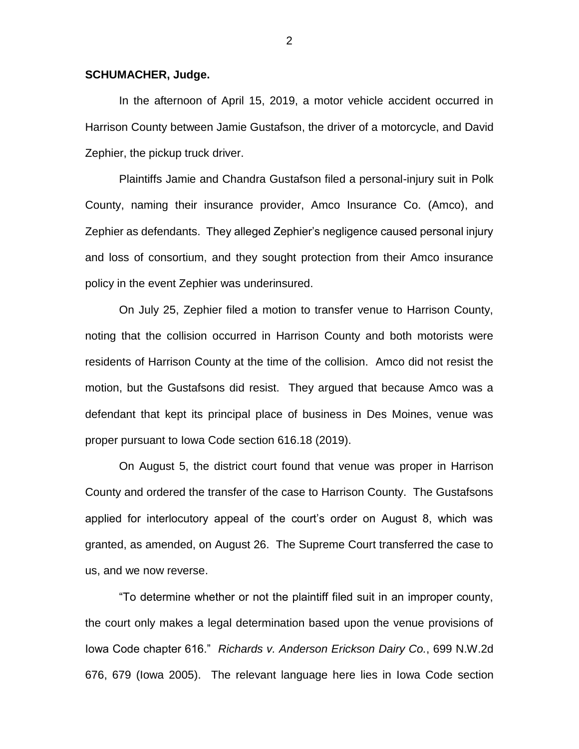**SCHUMACHER, Judge.**

In the afternoon of April 15, 2019, a motor vehicle accident occurred in Harrison County between Jamie Gustafson, the driver of a motorcycle, and David Zephier, the pickup truck driver.

Plaintiffs Jamie and Chandra Gustafson filed a personal-injury suit in Polk County, naming their insurance provider, Amco Insurance Co. (Amco), and Zephier as defendants. They alleged Zephier's negligence caused personal injury and loss of consortium, and they sought protection from their Amco insurance policy in the event Zephier was underinsured.

On July 25, Zephier filed a motion to transfer venue to Harrison County, noting that the collision occurred in Harrison County and both motorists were residents of Harrison County at the time of the collision. Amco did not resist the motion, but the Gustafsons did resist. They argued that because Amco was a defendant that kept its principal place of business in Des Moines, venue was proper pursuant to Iowa Code section 616.18 (2019).

On August 5, the district court found that venue was proper in Harrison County and ordered the transfer of the case to Harrison County. The Gustafsons applied for interlocutory appeal of the court's order on August 8, which was granted, as amended, on August 26. The Supreme Court transferred the case to us, and we now reverse.

"To determine whether or not the plaintiff filed suit in an improper county, the court only makes a legal determination based upon the venue provisions of Iowa Code chapter 616." *Richards v. Anderson Erickson Dairy Co.*, 699 N.W.2d 676, 679 (Iowa 2005). The relevant language here lies in Iowa Code section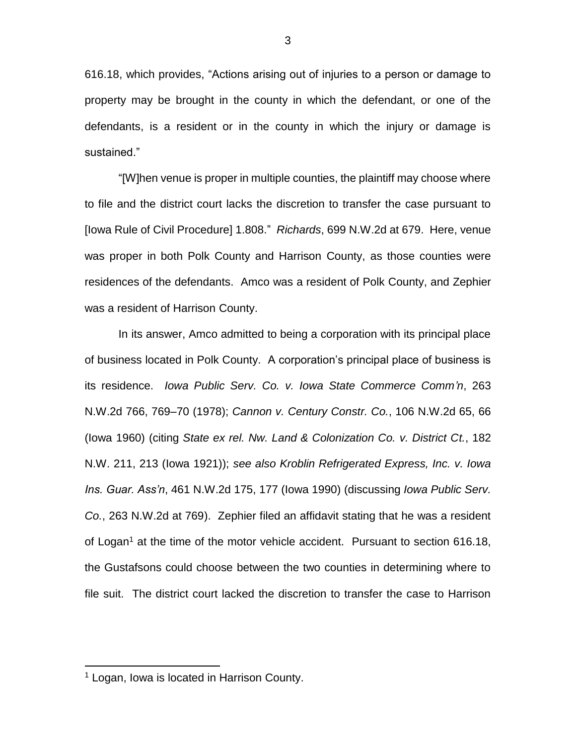616.18, which provides, "Actions arising out of injuries to a person or damage to property may be brought in the county in which the defendant, or one of the defendants, is a resident or in the county in which the injury or damage is sustained."

"[W]hen venue is proper in multiple counties, the plaintiff may choose where to file and the district court lacks the discretion to transfer the case pursuant to [Iowa Rule of Civil Procedure] 1.808." *Richards*, 699 N.W.2d at 679. Here, venue was proper in both Polk County and Harrison County, as those counties were residences of the defendants. Amco was a resident of Polk County, and Zephier was a resident of Harrison County.

In its answer, Amco admitted to being a corporation with its principal place of business located in Polk County. A corporation's principal place of business is its residence. *Iowa Public Serv. Co. v. Iowa State Commerce Comm'n*, 263 N.W.2d 766, 769–70 (1978); *Cannon v. Century Constr. Co.*, 106 N.W.2d 65, 66 (Iowa 1960) (citing *State ex rel. Nw. Land & Colonization Co. v. District Ct.*, 182 N.W. 211, 213 (Iowa 1921)); *see also Kroblin Refrigerated Express, Inc. v. Iowa Ins. Guar. Ass'n*, 461 N.W.2d 175, 177 (Iowa 1990) (discussing *Iowa Public Serv. Co.*, 263 N.W.2d at 769). Zephier filed an affidavit stating that he was a resident of Logan[1] at the time of the motor vehicle accident. Pursuant to section 616.18, the Gustafsons could choose between the two counties in determining where to file suit. The district court lacked the discretion to transfer the case to Harrison

[1] Logan, Iowa is located in Harrison County.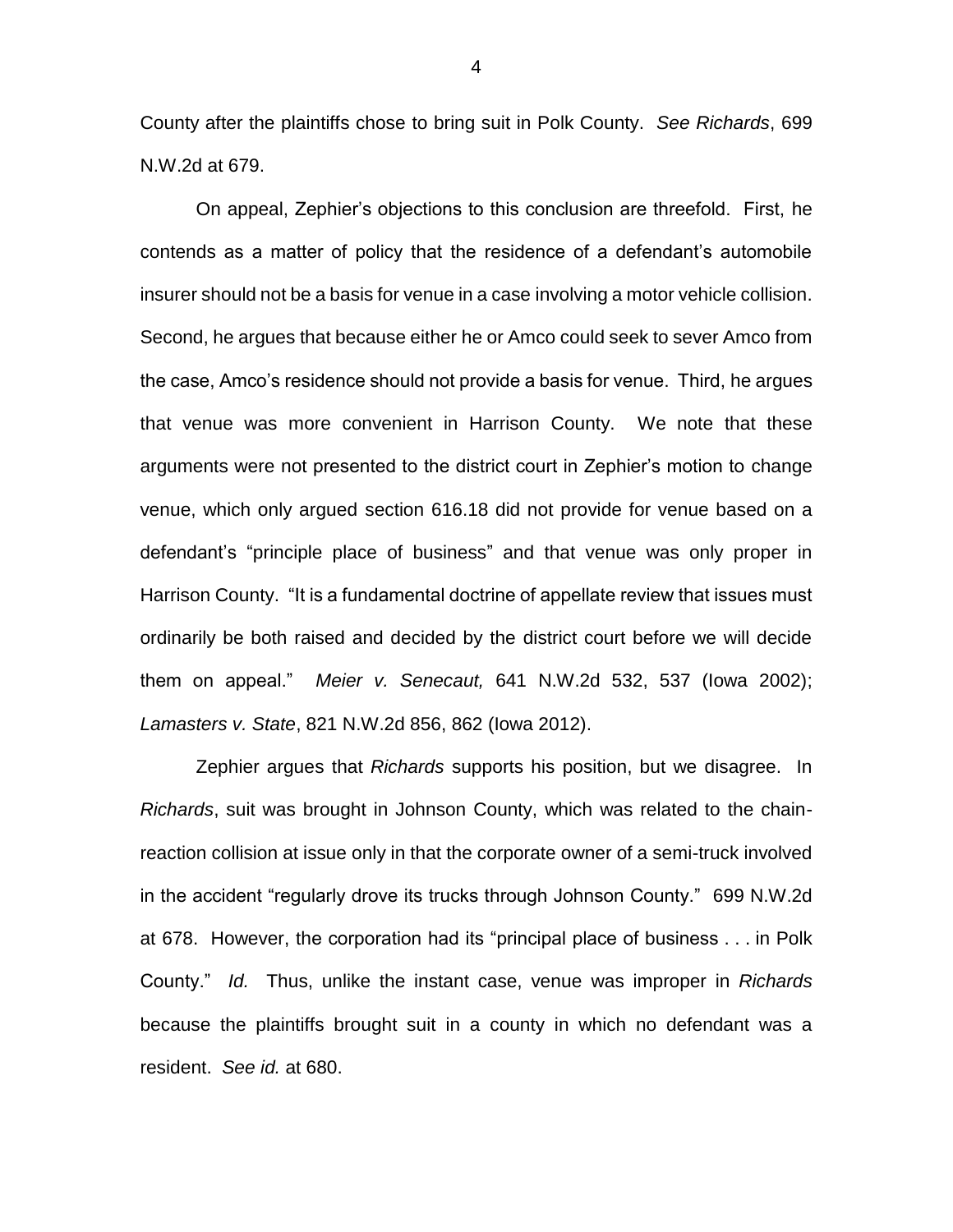County after the plaintiffs chose to bring suit in Polk County. *See Richards*, 699 N.W.2d at 679.

On appeal, Zephier's objections to this conclusion are threefold. First, he contends as a matter of policy that the residence of a defendant's automobile insurer should not be a basis for venue in a case involving a motor vehicle collision. Second, he argues that because either he or Amco could seek to sever Amco from the case, Amco's residence should not provide a basis for venue. Third, he argues that venue was more convenient in Harrison County. We note that these arguments were not presented to the district court in Zephier's motion to change venue, which only argued section 616.18 did not provide for venue based on a defendant's "principle place of business" and that venue was only proper in Harrison County. "It is a fundamental doctrine of appellate review that issues must ordinarily be both raised and decided by the district court before we will decide them on appeal." *Meier v. Senecaut,* 641 N.W.2d 532, 537 (Iowa 2002); *Lamasters v. State*, 821 N.W.2d 856, 862 (Iowa 2012).

Zephier argues that *Richards* supports his position, but we disagree. In *Richards*, suit was brought in Johnson County, which was related to the chain-reaction collision at issue only in that the corporate owner of a semi-truck involved in the accident "regularly drove its trucks through Johnson County." 699 N.W.2d at 678. However, the corporation had its "principal place of business . . . in Polk County." *Id.* Thus, unlike the instant case, venue was improper in *Richards* because the plaintiffs brought suit in a county in which no defendant was a resident. *See id.* at 680.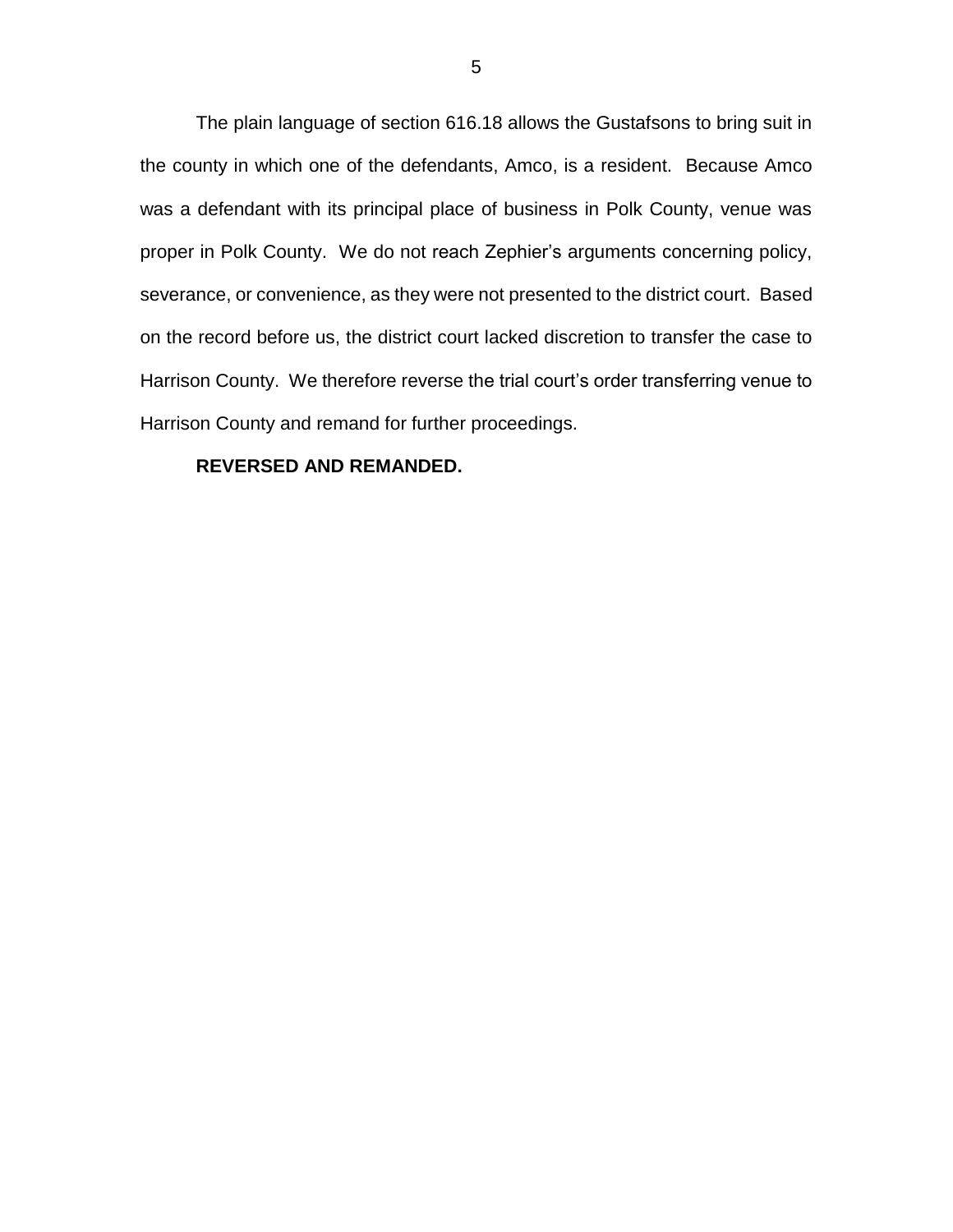The plain language of section 616.18 allows the Gustafsons to bring suit in the county in which one of the defendants, Amco, is a resident. Because Amco was a defendant with its principal place of business in Polk County, venue was proper in Polk County. We do not reach Zephier's arguments concerning policy, severance, or convenience, as they were not presented to the district court. Based on the record before us, the district court lacked discretion to transfer the case to Harrison County. We therefore reverse the trial court's order transferring venue to Harrison County and remand for further proceedings.

**REVERSED AND REMANDED.**